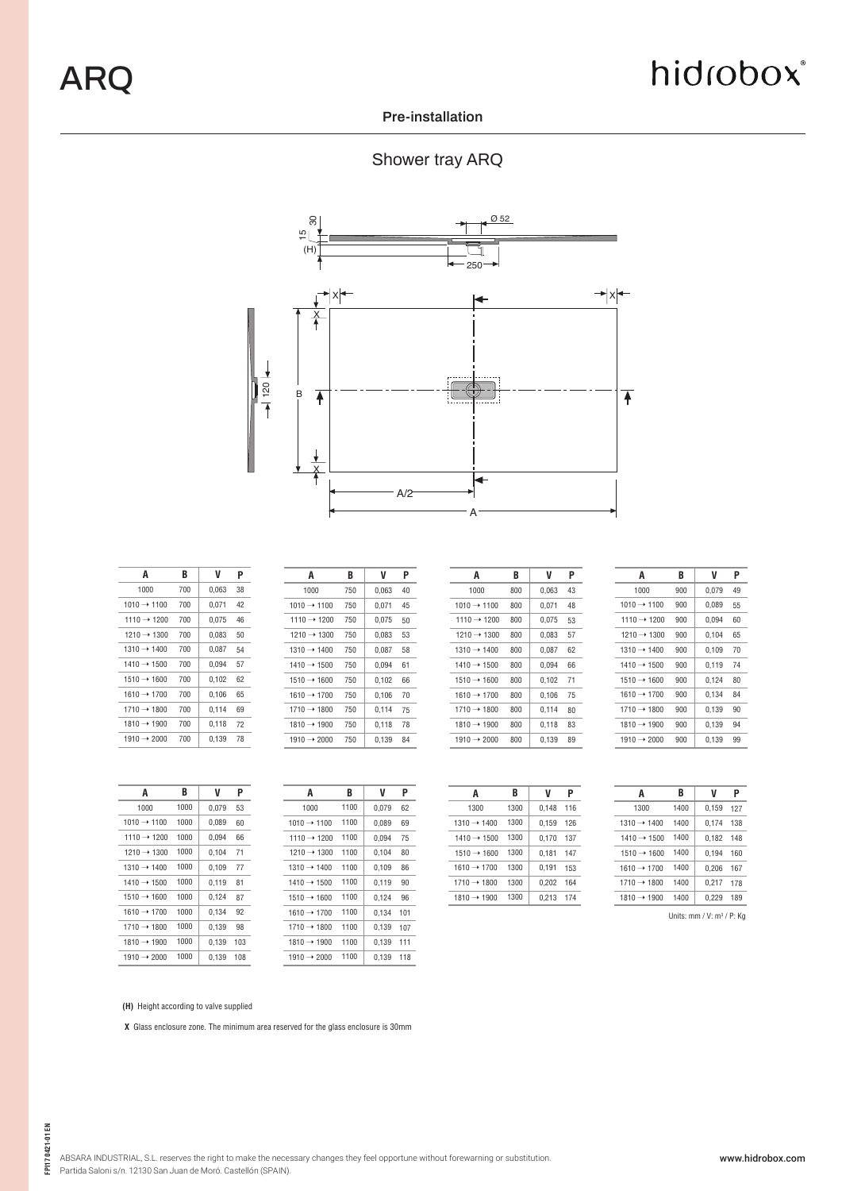# ARQ

hidrobox

## Pre-installation

### Shower tray ARQ

| A | B | V | P |
|---|---|---|---|
| 1000 | 700 | 0,063 | 38 |
| 1010 → 1100 | 700 | 0,071 | 42 |
| 1110 → 1200 | 700 | 0,075 | 46 |
| 1210 → 1300 | 700 | 0,083 | 50 |
| 1310 → 1400 | 700 | 0,087 | 54 |
| 1410 → 1500 | 700 | 0,094 | 57 |
| 1510 → 1600 | 700 | 0,102 | 62 |
| 1610 → 1700 | 700 | 0,106 | 65 |
| 1710 → 1800 | 700 | 0,114 | 69 |
| 1810 → 1900 | 700 | 0,118 | 72 |
| 1910 → 2000 | 700 | 0,139 | 78 |

| A | B | V | P |
|---|---|---|---|
| 1000 | 750 | 0,063 | 40 |
| 1010 → 1100 | 750 | 0,071 | 45 |
| 1110 → 1200 | 750 | 0,075 | 50 |
| 1210 → 1300 | 750 | 0,083 | 53 |
| 1310 → 1400 | 750 | 0,087 | 58 |
| 1410 → 1500 | 750 | 0,094 | 61 |
| 1510 → 1600 | 750 | 0,102 | 66 |
| 1610 → 1700 | 750 | 0,106 | 70 |
| 1710 → 1800 | 750 | 0,114 | 75 |
| 1810 → 1900 | 750 | 0,118 | 78 |
| 1910 → 2000 | 750 | 0,139 | 84 |

| A | B | V | P |
|---|---|---|---|
| 1000 | 800 | 0,063 | 43 |
| 1010 → 1100 | 800 | 0,071 | 48 |
| 1110 → 1200 | 800 | 0,075 | 53 |
| 1210 → 1300 | 800 | 0,083 | 57 |
| 1310 → 1400 | 800 | 0,087 | 62 |
| 1410 → 1500 | 800 | 0,094 | 66 |
| 1510 → 1600 | 800 | 0,102 | 71 |
| 1610 → 1700 | 800 | 0,106 | 75 |
| 1710 → 1800 | 800 | 0,114 | 80 |
| 1810 → 1900 | 800 | 0,118 | 83 |
| 1910 → 2000 | 800 | 0,139 | 89 |

| A | B | V | P |
|---|---|---|---|
| 1000 | 900 | 0,079 | 49 |
| 1010 → 1100 | 900 | 0,089 | 55 |
| 1110 → 1200 | 900 | 0,094 | 60 |
| 1210 → 1300 | 900 | 0,104 | 65 |
| 1310 → 1400 | 900 | 0,109 | 70 |
| 1410 → 1500 | 900 | 0,119 | 74 |
| 1510 → 1600 | 900 | 0,124 | 80 |
| 1610 → 1700 | 900 | 0,134 | 84 |
| 1710 → 1800 | 900 | 0,139 | 90 |
| 1810 → 1900 | 900 | 0,139 | 94 |
| 1910 → 2000 | 900 | 0,139 | 99 |

| A | B | V | P |
|---|---|---|---|
| 1000 | 1000 | 0,079 | 53 |
| 1010 → 1100 | 1000 | 0,089 | 60 |
| 1110 → 1200 | 1000 | 0,094 | 66 |
| 1210 → 1300 | 1000 | 0,104 | 71 |
| 1310 → 1400 | 1000 | 0,109 | 77 |
| 1410 → 1500 | 1000 | 0,119 | 81 |
| 1510 → 1600 | 1000 | 0,124 | 87 |
| 1610 → 1700 | 1000 | 0,134 | 92 |
| 1710 → 1800 | 1000 | 0,139 | 98 |
| 1810 → 1900 | 1000 | 0,139 | 103 |
| 1910 → 2000 | 1000 | 0,139 | 108 |

| A | B | V | P |
|---|---|---|---|
| 1000 | 1100 | 0,079 | 62 |
| 1010 → 1100 | 1100 | 0,089 | 69 |
| 1110 → 1200 | 1100 | 0,094 | 75 |
| 1210 → 1300 | 1100 | 0,104 | 80 |
| 1310 → 1400 | 1100 | 0,109 | 86 |
| 1410 → 1500 | 1100 | 0,119 | 90 |
| 1510 → 1600 | 1100 | 0,124 | 96 |
| 1610 → 1700 | 1100 | 0,134 | 101 |
| 1710 → 1800 | 1100 | 0,139 | 107 |
| 1810 → 1900 | 1100 | 0,139 | 111 |
| 1910 → 2000 | 1100 | 0,139 | 118 |

| A | B | V | P |
|---|---|---|---|
| 1300 | 1300 | 0,148 | 116 |
| 1310 → 1400 | 1300 | 0,159 | 126 |
| 1410 → 1500 | 1300 | 0,170 | 137 |
| 1510 → 1600 | 1300 | 0,181 | 147 |
| 1610 → 1700 | 1300 | 0,191 | 153 |
| 1710 → 1800 | 1300 | 0,202 | 164 |
| 1810 → 1900 | 1300 | 0,213 | 174 |

| A | B | V | P |
|---|---|---|---|
| 1300 | 1400 | 0,159 | 127 |
| 1310 → 1400 | 1400 | 0,174 | 138 |
| 1410 → 1500 | 1400 | 0,182 | 148 |
| 1510 → 1600 | 1400 | 0,194 | 160 |
| 1610 → 1700 | 1400 | 0,206 | 167 |
| 1710 → 1800 | 1400 | 0,217 | 178 |
| 1810 → 1900 | 1400 | 0,229 | 189 |

Units: mm / V: $m^3$ / P: Kg

**(H)** Height according to valve supplied

**X** Glass enclosure zone. The minimum area reserved for the glass enclosure is 30mm

FP117042-01 EN

ABSARA INDUSTRIAL, S.L. reserves the right to make the necessary changes they feel opportune without forewarning or substitution.
Partida Saloni s/n. 12130 San Juan de Moró. Castellón (SPAIN).

www.hidrobox.com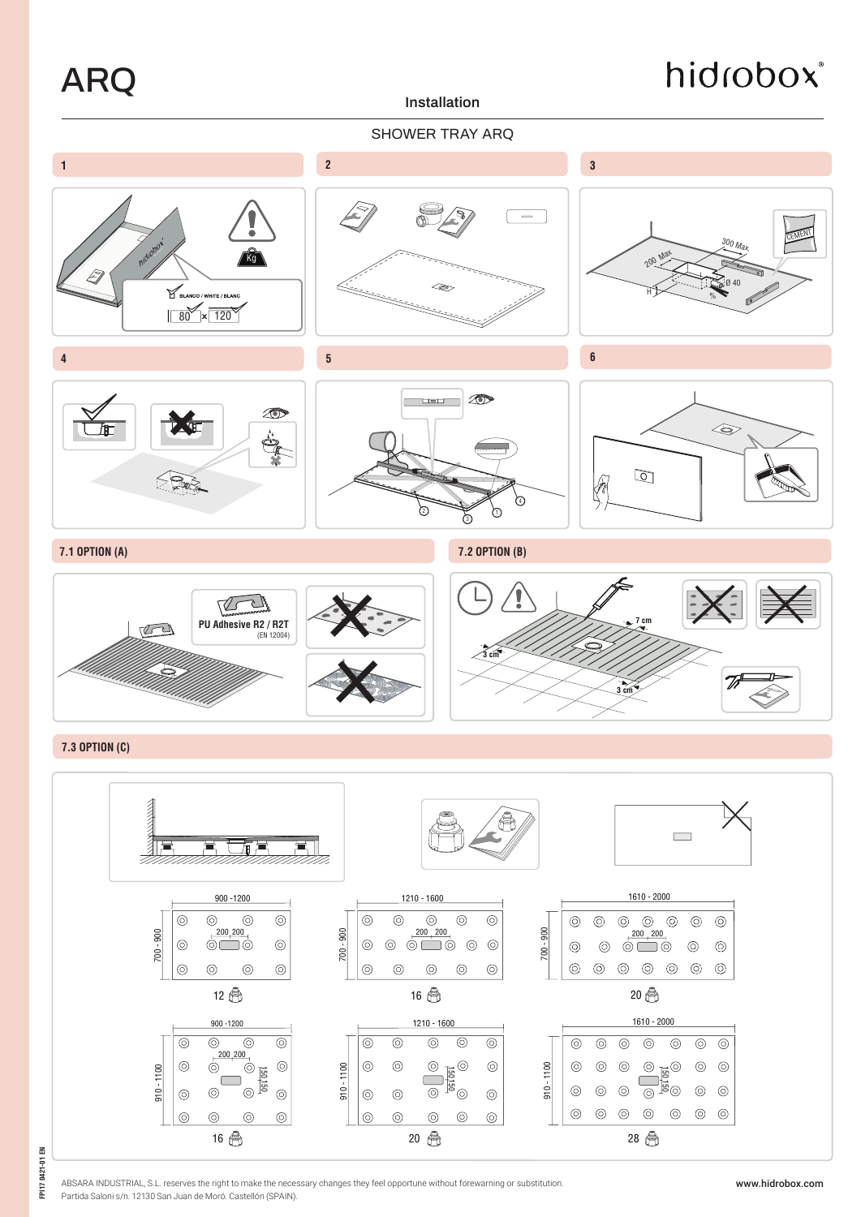# ARQ

hidrobox®

## Installation

### SHOWER TRAY ARQ

**1**

BLANCO / WHITE / BLANC

80 x 120

**2**

**3**

200 Max

300 Max

Ø 40

H

%

CEMENT

**4**

**5**

**6**

### 7.1 OPTION (A)

PU Adhesive R2 / R2T
(EN 12004)

### 7.2 OPTION (B)

7 cm

3 cm

3 cm

### 7.3 OPTION (C)

| Width | Length | Supports |
|---|---|---|
| 700 - 900 | 900 -1200 | 12 |
| 700 - 900 | 1210 - 1600 | 16 |
| 700 - 900 | 1610 - 2000 | 20 |
| 910 - 1100 | 900 -1200 | 16 |
| 910 - 1100 | 1210 - 1600 | 20 |
| 910 - 1100 | 1610 - 2000 | 28 |

200 200

150 150

ABSARA INDUSTRIAL, S.L. reserves the right to make the necessary changes they feel opportune without forewarning or substitution.
Partida Saloni s/n. 12130 San Juan de Moró. Castellón (SPAIN).

www.hidrobox.com

FP17 0421-01 EN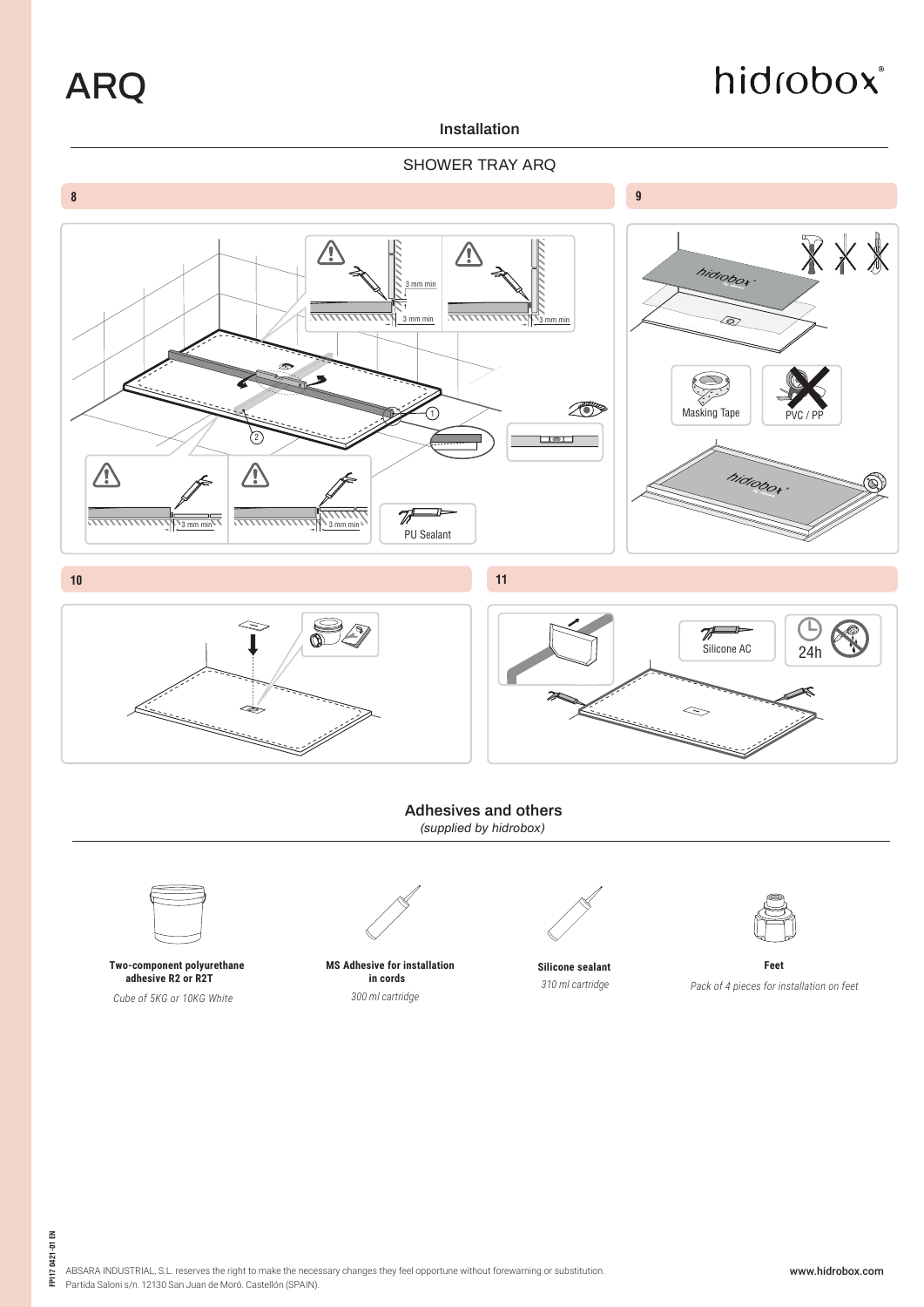# ARQ

hidrobox®

## Installation

### SHOWER TRAY ARQ

**8**

3 mm min

3 mm min

3 mm min

3 mm min

3 mm min

1

2

PU Sealant

**9**

Masking Tape

PVC / PP

**10**

**11**

Silicone AC

24h

## Adhesives and others

*(supplied by hidrobox)*

**Two-component polyurethane adhesive R2 or R2T**

*Cube of 5KG or 10KG White*

**MS Adhesive for installation in cords**

*300 ml cartridge*

**Silicone sealant**

*310 ml cartridge*

**Feet**

*Pack of 4 pieces for installation on feet*

ABSARA INDUSTRIAL, S.L. reserves the right to make the necessary changes they feel opportune without forewarning or substitution.
Partida Saloni s/n. 12130 San Juan de Moró. Castellón (SPAIN).

www.hidrobox.com

FPI17 0421-01 EN